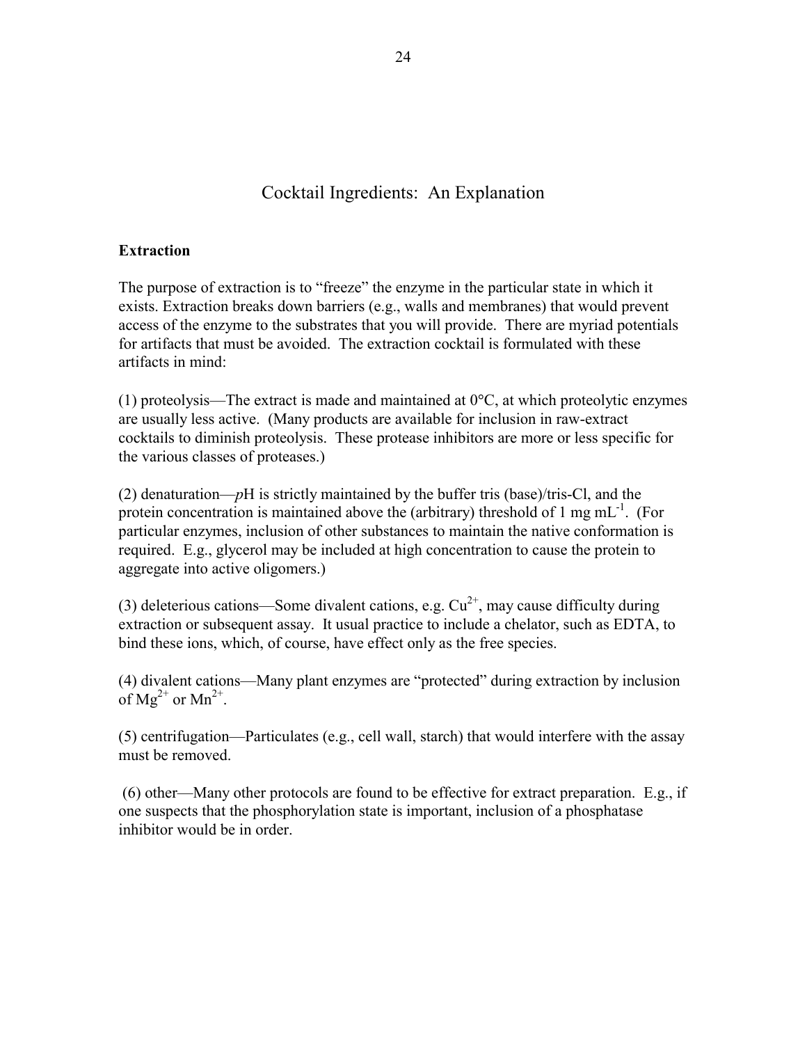# Cocktail Ingredients: An Explanation

**Extraction**

The purpose of extraction is to "freeze" the enzyme in the particular state in which it exists. Extraction breaks down barriers (e.g., walls and membranes) that would prevent access of the enzyme to the substrates that you will provide. There are myriad potentials for artifacts that must be avoided. The extraction cocktail is formulated with these artifacts in mind:

(1) proteolysis—The extract is made and maintained at 0°C, at which proteolytic enzymes are usually less active. (Many products are available for inclusion in raw-extract cocktails to diminish proteolysis. These protease inhibitors are more or less specific for the various classes of proteases.)

(2) denaturation—*p*H is strictly maintained by the buffer tris (base)/tris-Cl, and the protein concentration is maintained above the (arbitrary) threshold of 1 mg $mL^{-1}$. (For particular enzymes, inclusion of other substances to maintain the native conformation is required. E.g., glycerol may be included at high concentration to cause the protein to aggregate into active oligomers.)

(3) deleterious cations—Some divalent cations, e.g. $Cu^{2+}$, may cause difficulty during extraction or subsequent assay. It usual practice to include a chelator, such as EDTA, to bind these ions, which, of course, have effect only as the free species.

(4) divalent cations—Many plant enzymes are "protected" during extraction by inclusion of $Mg^{2+}$ or $Mn^{2+}$.

(5) centrifugation—Particulates (e.g., cell wall, starch) that would interfere with the assay must be removed.

(6) other—Many other protocols are found to be effective for extract preparation. E.g., if one suspects that the phosphorylation state is important, inclusion of a phosphatase inhibitor would be in order.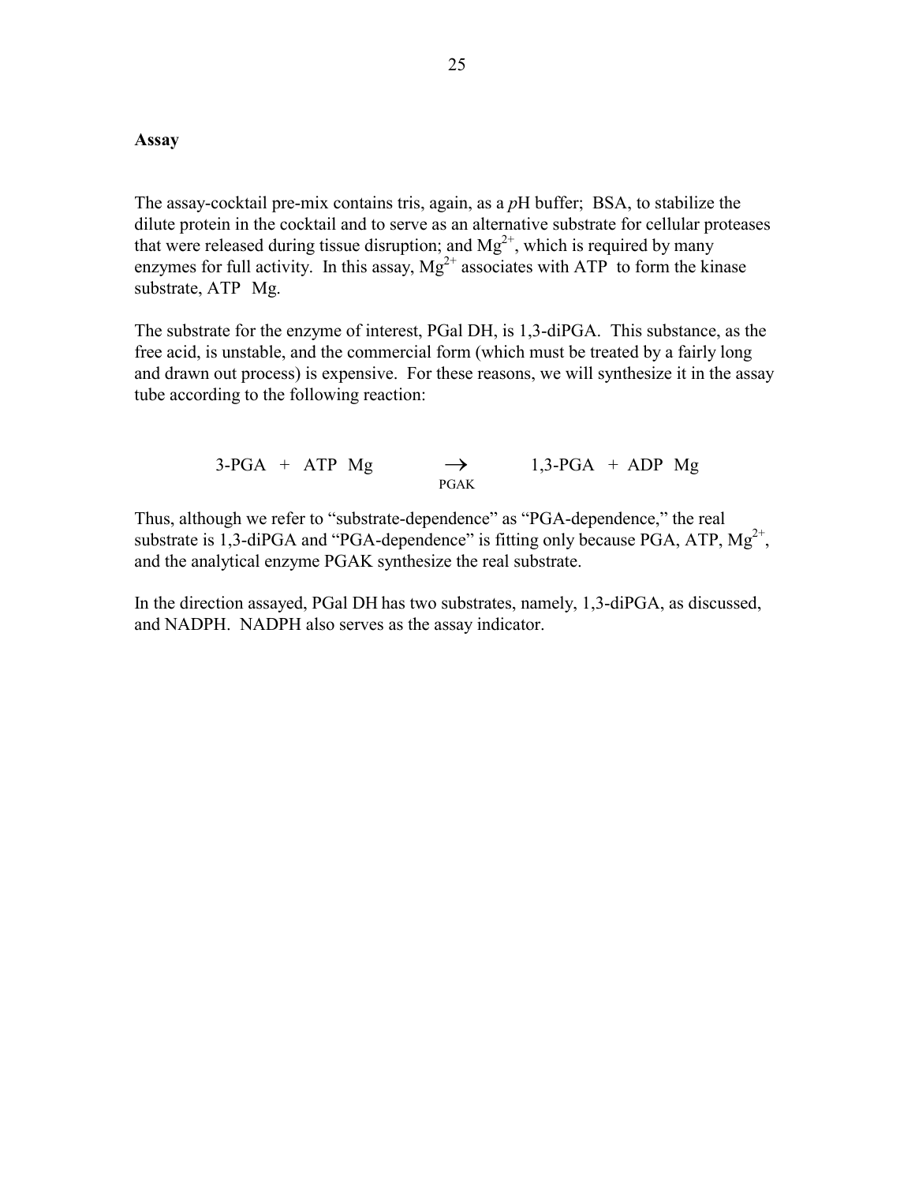**Assay**

The assay-cocktail pre-mix contains tris, again, as a *p*H buffer; BSA, to stabilize the dilute protein in the cocktail and to serve as an alternative substrate for cellular proteases that were released during tissue disruption; and $Mg^{2+}$, which is required by many enzymes for full activity. In this assay, $Mg^{2+}$ associates with ATP to form the kinase substrate, ATP Mg.

The substrate for the enzyme of interest, PGal DH, is 1,3-diPGA. This substance, as the free acid, is unstable, and the commercial form (which must be treated by a fairly long and drawn out process) is expensive. For these reasons, we will synthesize it in the assay tube according to the following reaction:

$$\text{3-PGA} + \text{ATP Mg} \xrightarrow[\text{PGAK}]{} \text{1,3-PGA} + \text{ADP Mg}$$

Thus, although we refer to "substrate-dependence" as "PGA-dependence," the real substrate is 1,3-diPGA and "PGA-dependence" is fitting only because PGA, ATP, $Mg^{2+}$, and the analytical enzyme PGAK synthesize the real substrate.

In the direction assayed, PGal DH has two substrates, namely, 1,3-diPGA, as discussed, and NADPH. NADPH also serves as the assay indicator.